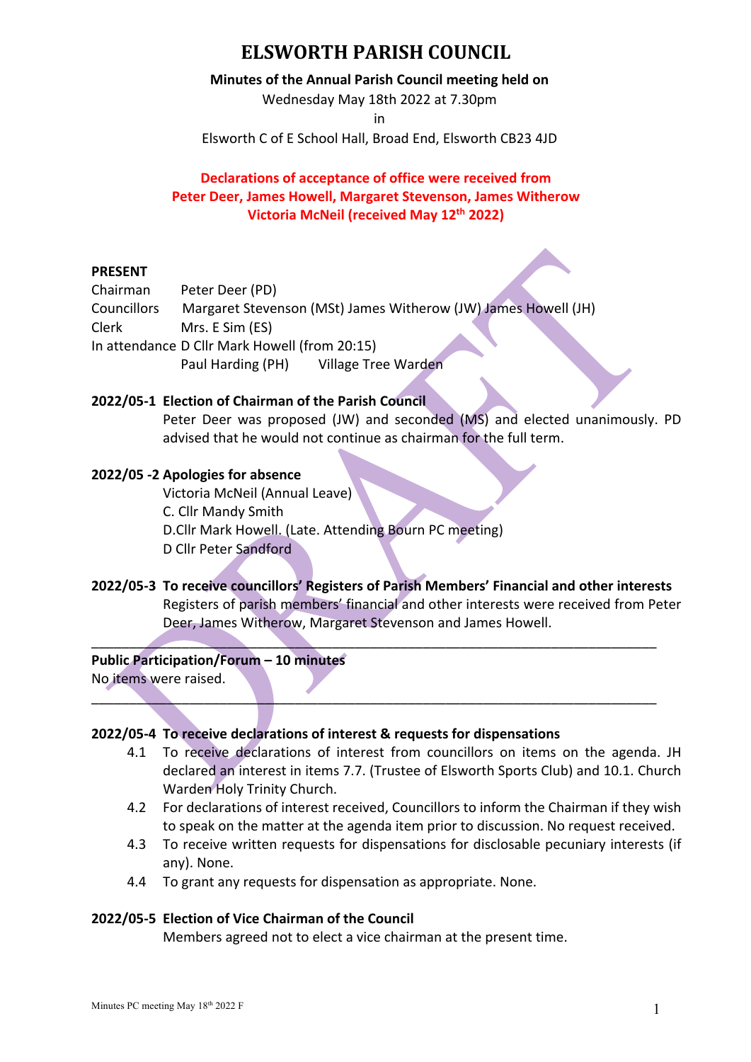# ELSWORTH PARISH COUNCIL

**Minutes of the Annual Parish Council meeting held on**

Wednesday May 18th 2022 at 7.30pm

in

Elsworth C of E School Hall, Broad End, Elsworth CB23 4JD

**Declarations of acceptance of office were received from Peter Deer, James Howell, Margaret Stevenson, James Witherow Victoria McNeil (received May 12th 2022)**

**PRESENT**

Chairman Peter Deer (PD)
Councillors Margaret Stevenson (MSt) James Witherow (JW) James Howell (JH)
Clerk Mrs. E Sim (ES)
In attendance D Cllr Mark Howell (from 20:15)
Paul Harding (PH) Village Tree Warden

**2022/05-1 Election of Chairman of the Parish Council**

Peter Deer was proposed (JW) and seconded (MS) and elected unanimously. PD advised that he would not continue as chairman for the full term.

**2022/05 -2 Apologies for absence**

Victoria McNeil (Annual Leave)
C. Cllr Mandy Smith
D.Cllr Mark Howell. (Late. Attending Bourn PC meeting)
D Cllr Peter Sandford

**2022/05-3 To receive councillors' Registers of Parish Members' Financial and other interests**

Registers of parish members' financial and other interests were received from Peter Deer, James Witherow, Margaret Stevenson and James Howell.

---

**Public Participation/Forum – 10 minutes**

No items were raised.

---

**2022/05-4 To receive declarations of interest & requests for dispensations**

4.1 To receive declarations of interest from councillors on items on the agenda. JH declared an interest in items 7.7. (Trustee of Elsworth Sports Club) and 10.1. Church Warden Holy Trinity Church.

4.2 For declarations of interest received, Councillors to inform the Chairman if they wish to speak on the matter at the agenda item prior to discussion. No request received.

4.3 To receive written requests for dispensations for disclosable pecuniary interests (if any). None.

4.4 To grant any requests for dispensation as appropriate. None.

**2022/05-5 Election of Vice Chairman of the Council**

Members agreed not to elect a vice chairman at the present time.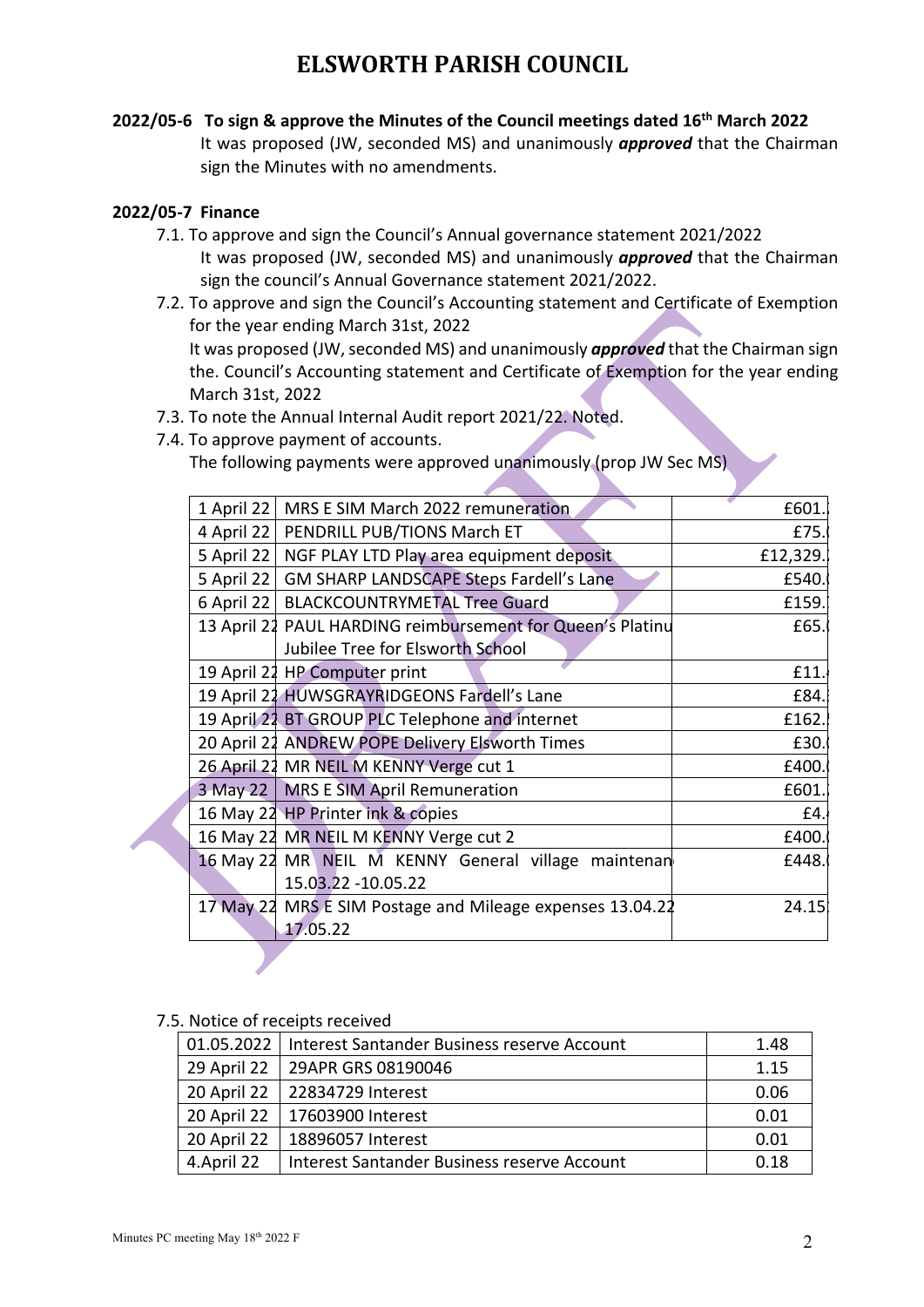# ELSWORTH PARISH COUNCIL

**2022/05-6 To sign & approve the Minutes of the Council meetings dated 16th March 2022**

It was proposed (JW, seconded MS) and unanimously ***approved*** that the Chairman sign the Minutes with no amendments.

**2022/05-7 Finance**

7.1. To approve and sign the Council's Annual governance statement 2021/2022

It was proposed (JW, seconded MS) and unanimously ***approved*** that the Chairman sign the council's Annual Governance statement 2021/2022.

7.2. To approve and sign the Council's Accounting statement and Certificate of Exemption for the year ending March 31st, 2022

It was proposed (JW, seconded MS) and unanimously ***approved*** that the Chairman sign the. Council's Accounting statement and Certificate of Exemption for the year ending March 31st, 2022

7.3. To note the Annual Internal Audit report 2021/22. Noted.

7.4. To approve payment of accounts.

The following payments were approved unanimously (prop JW Sec MS)

| | | |
|---|---|---|
| 1 April 22 | MRS E SIM March 2022 remuneration | £601. |
| 4 April 22 | PENDRILL PUB/TIONS March ET | £75. |
| 5 April 22 | NGF PLAY LTD Play area equipment deposit | £12,329. |
| 5 April 22 | GM SHARP LANDSCAPE Steps Fardell's Lane | £540. |
| 6 April 22 | BLACKCOUNTRYMETAL Tree Guard | £159. |
| 13 April 22 | PAUL HARDING reimbursement for Queen's Platinu Jubilee Tree for Elsworth School | £65. |
| 19 April 22 | HP Computer print | £11. |
| 19 April 22 | HUWSGRAYRIDGEONS Fardell's Lane | £84. |
| 19 April 22 | BT GROUP PLC Telephone and internet | £162. |
| 20 April 22 | ANDREW POPE Delivery Elsworth Times | £30. |
| 26 April 22 | MR NEIL M KENNY Verge cut 1 | £400. |
| 3 May 22 | MRS E SIM April Remuneration | £601. |
| 16 May 22 | HP Printer ink & copies | £4. |
| 16 May 22 | MR NEIL M KENNY Verge cut 2 | £400. |
| 16 May 22 | MR NEIL M KENNY General village maintenan 15.03.22 -10.05.22 | £448. |
| 17 May 22 | MRS E SIM Postage and Mileage expenses 13.04.22 17.05.22 | 24.15 |

7.5. Notice of receipts received

| | | |
|---|---|---|
| 01.05.2022 | Interest Santander Business reserve Account | 1.48 |
| 29 April 22 | 29APR GRS 08190046 | 1.15 |
| 20 April 22 | 22834729 Interest | 0.06 |
| 20 April 22 | 17603900 Interest | 0.01 |
| 20 April 22 | 18896057 Interest | 0.01 |
| 4.April 22 | Interest Santander Business reserve Account | 0.18 |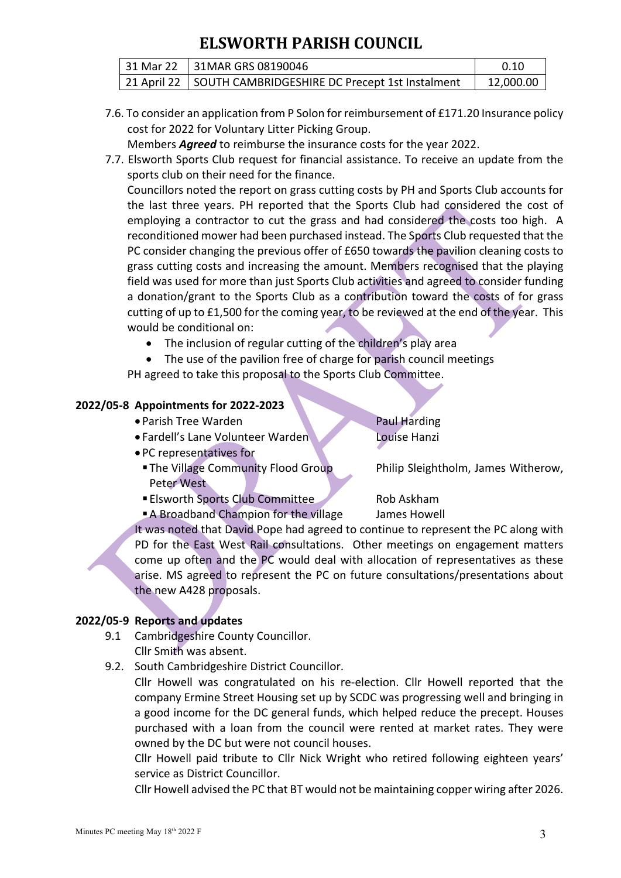| 31 Mar 22 | 31MAR GRS 08190046 | 0.10 |
|---|---|---|
| 21 April 22 | SOUTH CAMBRIDGESHIRE DC Precept 1st Instalment | 12,000.00 |

7.6. To consider an application from P Solon for reimbursement of £171.20 Insurance policy cost for 2022 for Voluntary Litter Picking Group.
Members ***Agreed*** to reimburse the insurance costs for the year 2022.

7.7. Elsworth Sports Club request for financial assistance. To receive an update from the sports club on their need for the finance.
Councillors noted the report on grass cutting costs by PH and Sports Club accounts for the last three years. PH reported that the Sports Club had considered the cost of employing a contractor to cut the grass and had considered the costs too high. A reconditioned mower had been purchased instead. The Sports Club requested that the PC consider changing the previous offer of £650 towards ~~the~~ pavilion cleaning costs to grass cutting costs and increasing the amount. Members recognised that the playing field was used for more than just Sports Club activities and agreed to consider funding a donation/grant to the Sports Club as a contribution toward the costs of for grass cutting of up to £1,500 for the coming year, to be reviewed at the end of the year. This would be conditional on:

- The inclusion of regular cutting of the children's play area
- The use of the pavilion free of charge for parish council meetings

PH agreed to take this proposal to the Sports Club Committee.

## 2022/05-8 Appointments for 2022-2023

- Parish Tree Warden — Paul Harding
- Fardell's Lane Volunteer Warden — Louise Hanzi
- PC representatives for
  - The Village Community Flood Group — Philip Sleightholm, James Witherow, Peter West
  - Elsworth Sports Club Committee — Rob Askham
  - A Broadband Champion for the village — James Howell

It was noted that David Pope had agreed to continue to represent the PC along with PD for the East West Rail consultations. Other meetings on engagement matters come up often and the PC would deal with allocation of representatives as these arise. MS agreed to represent the PC on future consultations/presentations about the new A428 proposals.

## 2022/05-9 Reports and updates

9.1 Cambridgeshire County Councillor.
Cllr Smith was absent.

9.2. South Cambridgeshire District Councillor.
Cllr Howell was congratulated on his re-election. Cllr Howell reported that the company Ermine Street Housing set up by SCDC was progressing well and bringing in a good income for the DC general funds, which helped reduce the precept. Houses purchased with a loan from the council were rented at market rates. They were owned by the DC but were not council houses.
Cllr Howell paid tribute to Cllr Nick Wright who retired following eighteen years' service as District Councillor.
Cllr Howell advised the PC that BT would not be maintaining copper wiring after 2026.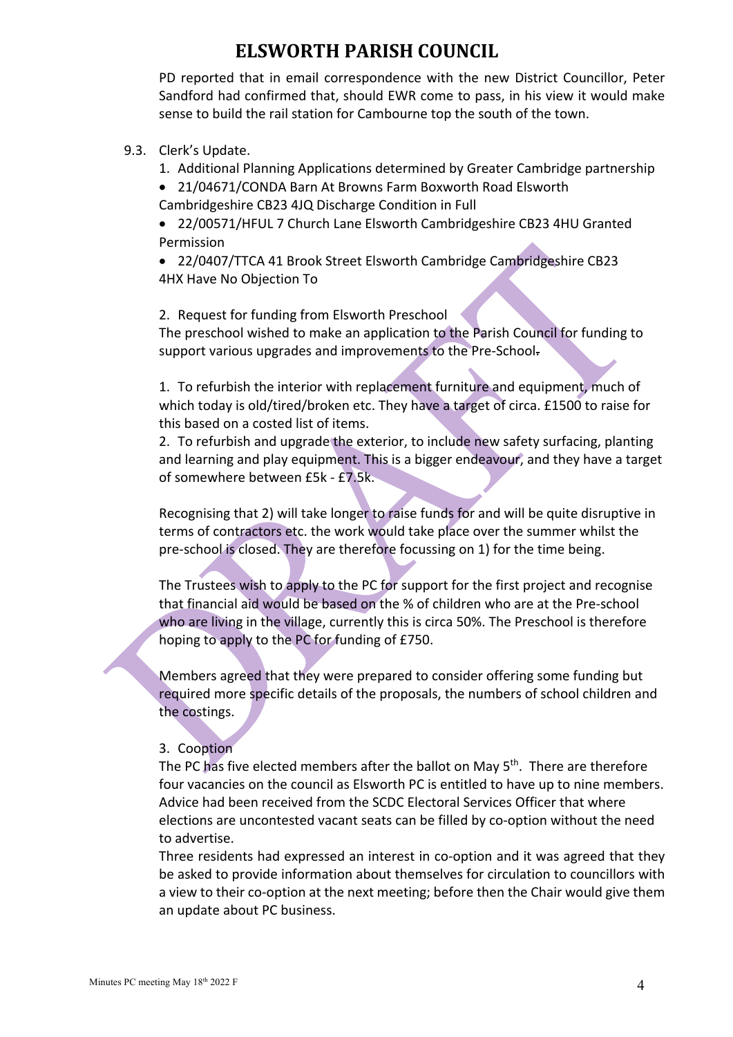PD reported that in email correspondence with the new District Councillor, Peter Sandford had confirmed that, should EWR come to pass, in his view it would make sense to build the rail station for Cambourne top the south of the town.

9.3. Clerk's Update.

1. Additional Planning Applications determined by Greater Cambridge partnership

- 21/04671/CONDA Barn At Browns Farm Boxworth Road Elsworth Cambridgeshire CB23 4JQ Discharge Condition in Full
- 22/00571/HFUL 7 Church Lane Elsworth Cambridgeshire CB23 4HU Granted Permission
- 22/0407/TTCA 41 Brook Street Elsworth Cambridge Cambridgeshire CB23 4HX Have No Objection To

2. Request for funding from Elsworth Preschool

The preschool wished to make an application to the Parish Council for funding to support various upgrades and improvements to the Pre-School.

1. To refurbish the interior with replacement furniture and equipment, much of which today is old/tired/broken etc. They have a target of circa. £1500 to raise for this based on a costed list of items.
2. To refurbish and upgrade the exterior, to include new safety surfacing, planting and learning and play equipment. This is a bigger endeavour, and they have a target of somewhere between £5k - £7.5k.

Recognising that 2) will take longer to raise funds for and will be quite disruptive in terms of contractors etc. the work would take place over the summer whilst the pre-school is closed. They are therefore focussing on 1) for the time being.

The Trustees wish to apply to the PC for support for the first project and recognise that financial aid would be based on the % of children who are at the Pre-school who are living in the village, currently this is circa 50%. The Preschool is therefore hoping to apply to the PC for funding of £750.

Members agreed that they were prepared to consider offering some funding but required more specific details of the proposals, the numbers of school children and the costings.

3. Cooption

The PC has five elected members after the ballot on May 5th. There are therefore four vacancies on the council as Elsworth PC is entitled to have up to nine members. Advice had been received from the SCDC Electoral Services Officer that where elections are uncontested vacant seats can be filled by co-option without the need to advertise.

Three residents had expressed an interest in co-option and it was agreed that they be asked to provide information about themselves for circulation to councillors with a view to their co-option at the next meeting; before then the Chair would give them an update about PC business.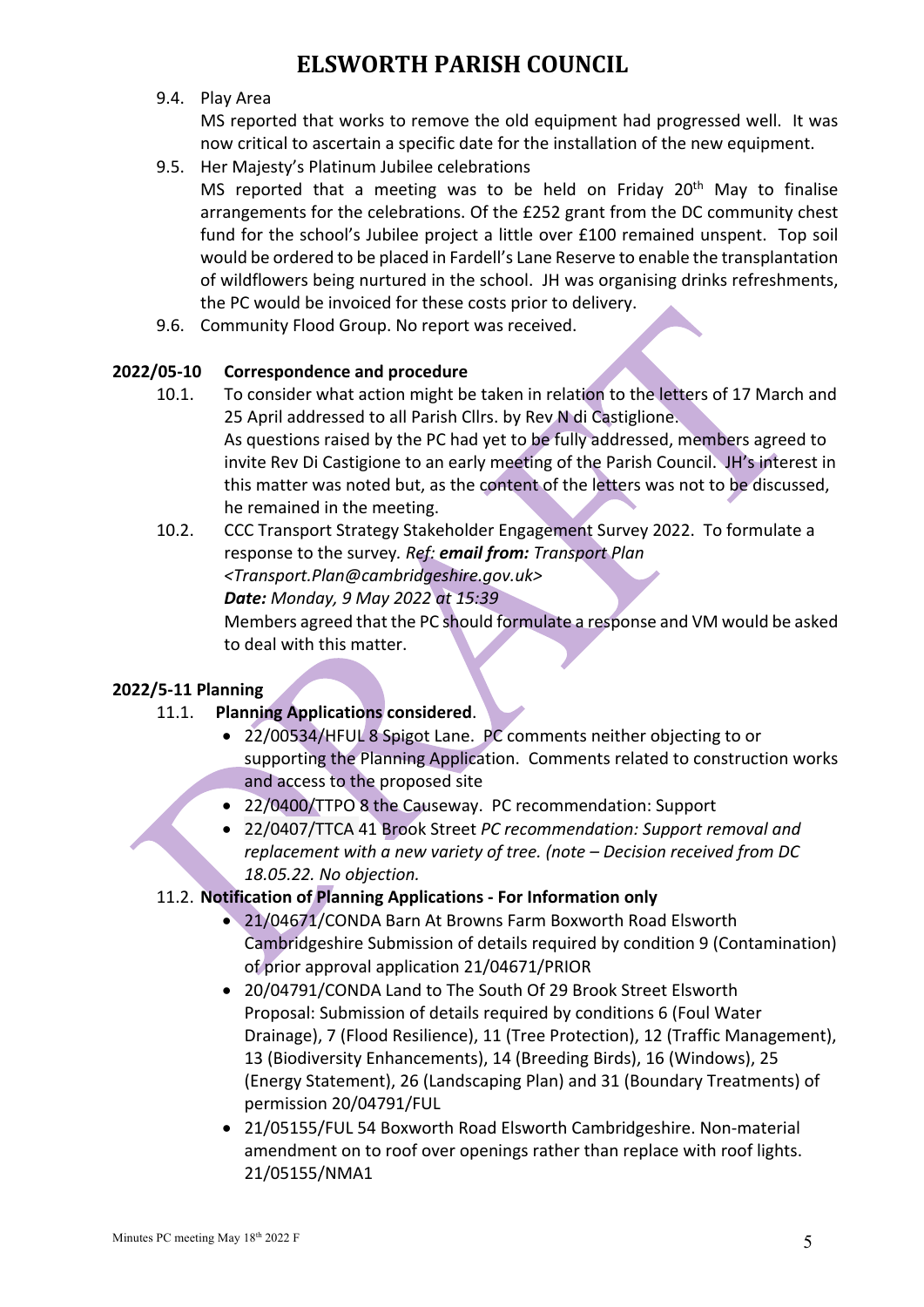9.4. Play Area

MS reported that works to remove the old equipment had progressed well. It was now critical to ascertain a specific date for the installation of the new equipment.

9.5. Her Majesty's Platinum Jubilee celebrations

MS reported that a meeting was to be held on Friday 20th May to finalise arrangements for the celebrations. Of the £252 grant from the DC community chest fund for the school's Jubilee project a little over £100 remained unspent. Top soil would be ordered to be placed in Fardell's Lane Reserve to enable the transplantation of wildflowers being nurtured in the school. JH was organising drinks refreshments, the PC would be invoiced for these costs prior to delivery.

9.6. Community Flood Group. No report was received.

**2022/05-10 Correspondence and procedure**

10.1. To consider what action might be taken in relation to the letters of 17 March and 25 April addressed to all Parish Cllrs. by Rev N di Castiglione.

As questions raised by the PC had yet to be fully addressed, members agreed to invite Rev Di Castigione to an early meeting of the Parish Council. JH's interest in this matter was noted but, as the content of the letters was not to be discussed, he remained in the meeting.

10.2. CCC Transport Strategy Stakeholder Engagement Survey 2022. To formulate a response to the survey. *Ref: **email from:** Transport Plan <Transport.Plan@cambridgeshire.gov.uk>*

***Date:** Monday, 9 May 2022 at 15:39*

Members agreed that the PC should formulate a response and VM would be asked to deal with this matter.

**2022/5-11 Planning**

11.1. **Planning Applications considered**.

- 22/00534/HFUL 8 Spigot Lane. PC comments neither objecting to or supporting the Planning Application. Comments related to construction works and access to the proposed site
- 22/0400/TTPO 8 the Causeway. PC recommendation: Support
- 22/0407/TTCA 41 Brook Street *PC recommendation: Support removal and replacement with a new variety of tree. (note – Decision received from DC 18.05.22. No objection.*

11.2. **Notification of Planning Applications - For Information only**

- 21/04671/CONDA Barn At Browns Farm Boxworth Road Elsworth Cambridgeshire Submission of details required by condition 9 (Contamination) of prior approval application 21/04671/PRIOR
- 20/04791/CONDA Land to The South Of 29 Brook Street Elsworth Proposal: Submission of details required by conditions 6 (Foul Water Drainage), 7 (Flood Resilience), 11 (Tree Protection), 12 (Traffic Management), 13 (Biodiversity Enhancements), 14 (Breeding Birds), 16 (Windows), 25 (Energy Statement), 26 (Landscaping Plan) and 31 (Boundary Treatments) of permission 20/04791/FUL
- 21/05155/FUL 54 Boxworth Road Elsworth Cambridgeshire. Non-material amendment on to roof over openings rather than replace with roof lights. 21/05155/NMA1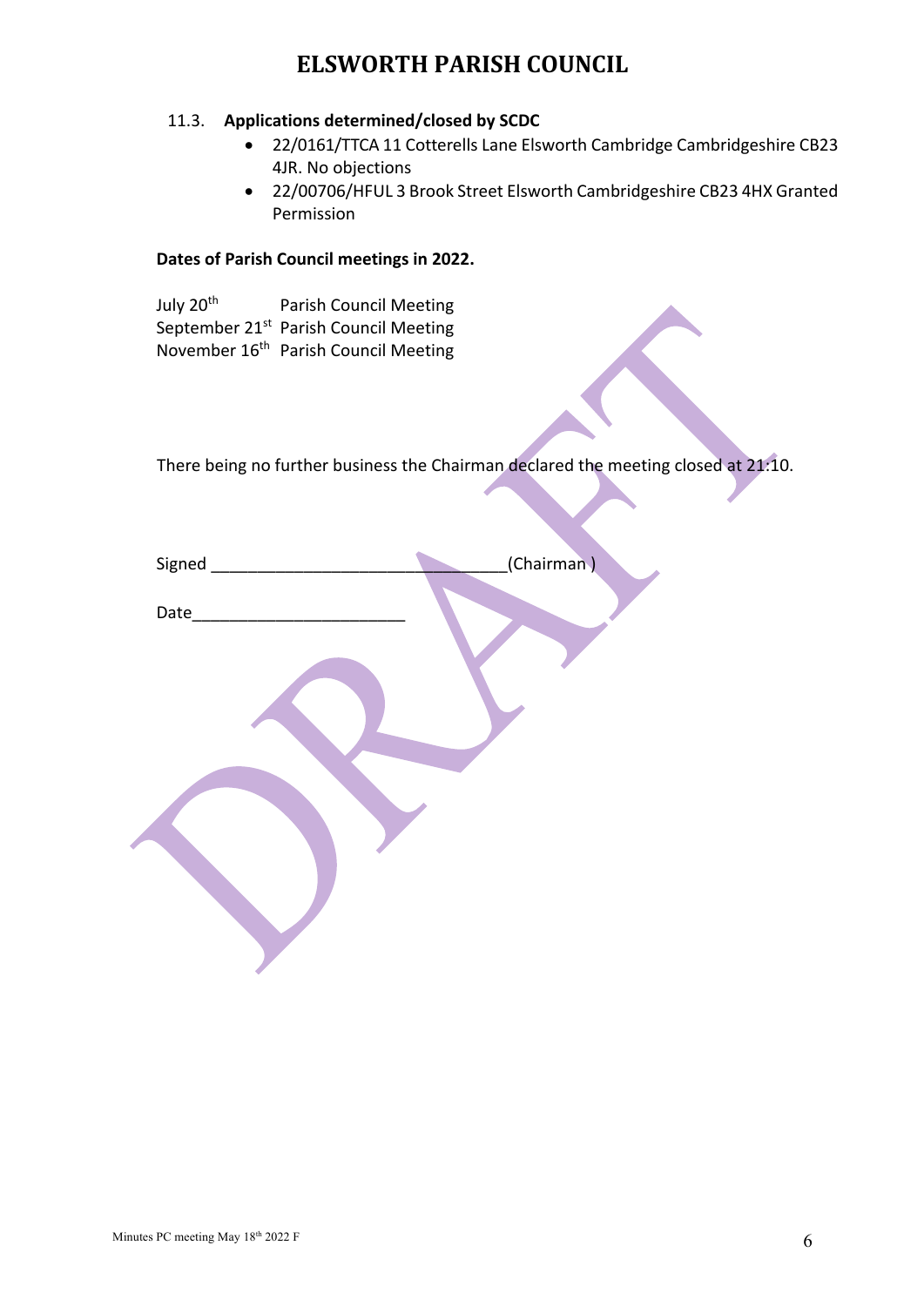# ELSWORTH PARISH COUNCIL

11.3. **Applications determined/closed by SCDC**

- 22/0161/TTCA 11 Cotterells Lane Elsworth Cambridge Cambridgeshire CB23 4JR. No objections
- 22/00706/HFUL 3 Brook Street Elsworth Cambridgeshire CB23 4HX Granted Permission

**Dates of Parish Council meetings in 2022.**

| | |
|---|---|
| July 20th | Parish Council Meeting |
| September 21st | Parish Council Meeting |
| November 16th | Parish Council Meeting |

There being no further business the Chairman declared the meeting closed at 21:10.

Signed _______________________________(Chairman )

Date______________________

DRAFT